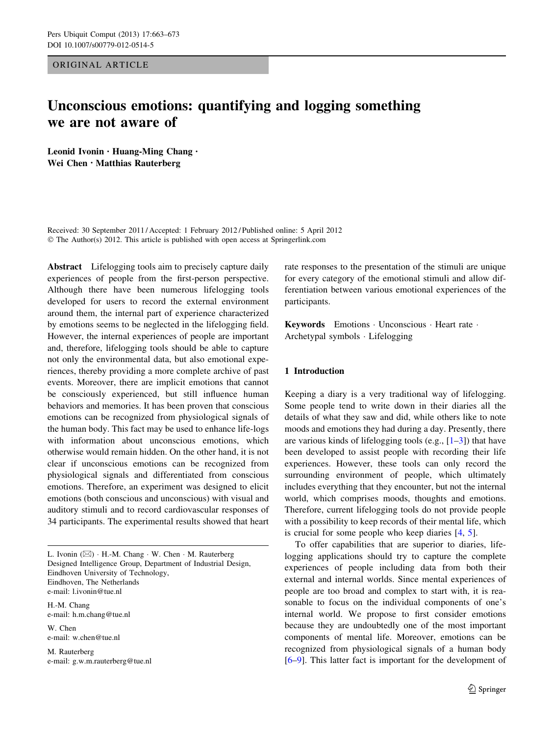ORIGINAL ARTICLE

# Unconscious emotions: quantifying and logging something we are not aware of

**Leonid Ivonin · Huang-Ming Chang · Wei Chen · Matthias Rauterberg**

Received: 30 September 2011 / Accepted: 1 February 2012 / Published online: 5 April 2012
© The Author(s) 2012. This article is published with open access at Springerlink.com

**Abstract** Lifelogging tools aim to precisely capture daily experiences of people from the first-person perspective. Although there have been numerous lifelogging tools developed for users to record the external environment around them, the internal part of experience characterized by emotions seems to be neglected in the lifelogging field. However, the internal experiences of people are important and, therefore, lifelogging tools should be able to capture not only the environmental data, but also emotional experiences, thereby providing a more complete archive of past events. Moreover, there are implicit emotions that cannot be consciously experienced, but still influence human behaviors and memories. It has been proven that conscious emotions can be recognized from physiological signals of the human body. This fact may be used to enhance life-logs with information about unconscious emotions, which otherwise would remain hidden. On the other hand, it is not clear if unconscious emotions can be recognized from physiological signals and differentiated from conscious emotions. Therefore, an experiment was designed to elicit emotions (both conscious and unconscious) with visual and auditory stimuli and to record cardiovascular responses of 34 participants. The experimental results showed that heart rate responses to the presentation of the stimuli are unique for every category of the emotional stimuli and allow differentiation between various emotional experiences of the participants.

**Keywords** Emotions · Unconscious · Heart rate · Archetypal symbols · Lifelogging

L. Ivonin (✉) · H.-M. Chang · W. Chen · M. Rauterberg
Designed Intelligence Group, Department of Industrial Design, Eindhoven University of Technology, Eindhoven, The Netherlands
e-mail: l.ivonin@tue.nl

H.-M. Chang
e-mail: h.m.chang@tue.nl

W. Chen
e-mail: w.chen@tue.nl

M. Rauterberg
e-mail: g.w.m.rauterberg@tue.nl

## 1 Introduction

Keeping a diary is a very traditional way of lifelogging. Some people tend to write down in their diaries all the details of what they saw and did, while others like to note moods and emotions they had during a day. Presently, there are various kinds of lifelogging tools (e.g., [1–3]) that have been developed to assist people with recording their life experiences. However, these tools can only record the surrounding environment of people, which ultimately includes everything that they encounter, but not the internal world, which comprises moods, thoughts and emotions. Therefore, current lifelogging tools do not provide people with a possibility to keep records of their mental life, which is crucial for some people who keep diaries [4, 5].

To offer capabilities that are superior to diaries, lifelogging applications should try to capture the complete experiences of people including data from both their external and internal worlds. Since mental experiences of people are too broad and complex to start with, it is reasonable to focus on the individual components of one's internal world. We propose to first consider emotions because they are undoubtedly one of the most important components of mental life. Moreover, emotions can be recognized from physiological signals of a human body [6–9]. This latter fact is important for the development of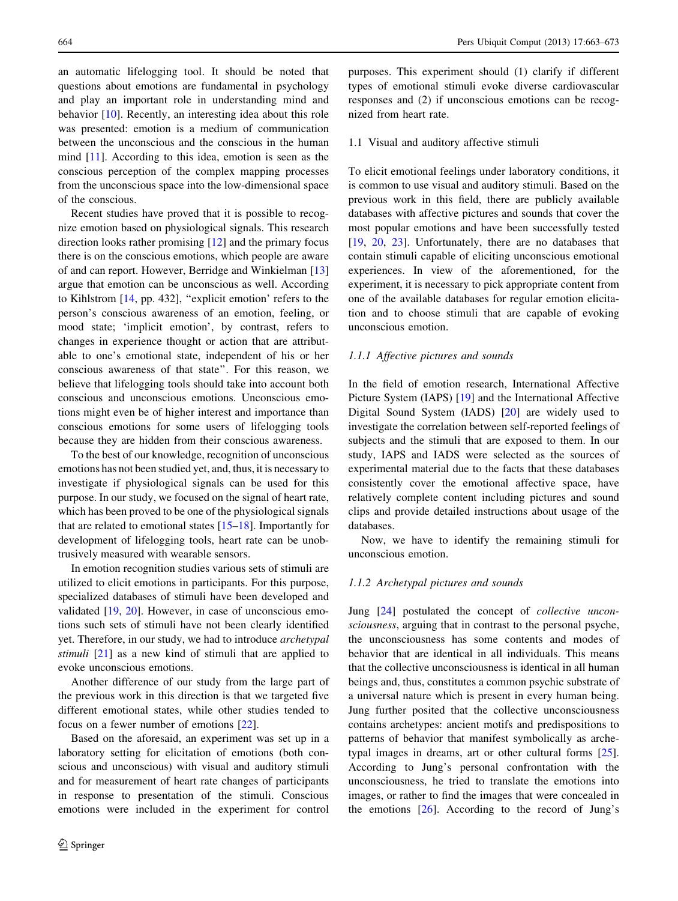an automatic lifelogging tool. It should be noted that questions about emotions are fundamental in psychology and play an important role in understanding mind and behavior [10]. Recently, an interesting idea about this role was presented: emotion is a medium of communication between the unconscious and the conscious in the human mind [11]. According to this idea, emotion is seen as the conscious perception of the complex mapping processes from the unconscious space into the low-dimensional space of the conscious.

Recent studies have proved that it is possible to recognize emotion based on physiological signals. This research direction looks rather promising [12] and the primary focus there is on the conscious emotions, which people are aware of and can report. However, Berridge and Winkielman [13] argue that emotion can be unconscious as well. According to Kihlstrom [14, pp. 432], "explicit emotion' refers to the person's conscious awareness of an emotion, feeling, or mood state; 'implicit emotion', by contrast, refers to changes in experience thought or action that are attributable to one's emotional state, independent of his or her conscious awareness of that state". For this reason, we believe that lifelogging tools should take into account both conscious and unconscious emotions. Unconscious emotions might even be of higher interest and importance than conscious emotions for some users of lifelogging tools because they are hidden from their conscious awareness.

To the best of our knowledge, recognition of unconscious emotions has not been studied yet, and, thus, it is necessary to investigate if physiological signals can be used for this purpose. In our study, we focused on the signal of heart rate, which has been proved to be one of the physiological signals that are related to emotional states [15–18]. Importantly for development of lifelogging tools, heart rate can be unobtrusively measured with wearable sensors.

In emotion recognition studies various sets of stimuli are utilized to elicit emotions in participants. For this purpose, specialized databases of stimuli have been developed and validated [19, 20]. However, in case of unconscious emotions such sets of stimuli have not been clearly identified yet. Therefore, in our study, we had to introduce *archetypal stimuli* [21] as a new kind of stimuli that are applied to evoke unconscious emotions.

Another difference of our study from the large part of the previous work in this direction is that we targeted five different emotional states, while other studies tended to focus on a fewer number of emotions [22].

Based on the aforesaid, an experiment was set up in a laboratory setting for elicitation of emotions (both conscious and unconscious) with visual and auditory stimuli and for measurement of heart rate changes of participants in response to presentation of the stimuli. Conscious emotions were included in the experiment for control purposes. This experiment should (1) clarify if different types of emotional stimuli evoke diverse cardiovascular responses and (2) if unconscious emotions can be recognized from heart rate.

## 1.1 Visual and auditory affective stimuli

To elicit emotional feelings under laboratory conditions, it is common to use visual and auditory stimuli. Based on the previous work in this field, there are publicly available databases with affective pictures and sounds that cover the most popular emotions and have been successfully tested [19, 20, 23]. Unfortunately, there are no databases that contain stimuli capable of eliciting unconscious emotional experiences. In view of the aforementioned, for the experiment, it is necessary to pick appropriate content from one of the available databases for regular emotion elicitation and to choose stimuli that are capable of evoking unconscious emotion.

### *1.1.1 Affective pictures and sounds*

In the field of emotion research, International Affective Picture System (IAPS) [19] and the International Affective Digital Sound System (IADS) [20] are widely used to investigate the correlation between self-reported feelings of subjects and the stimuli that are exposed to them. In our study, IAPS and IADS were selected as the sources of experimental material due to the facts that these databases consistently cover the emotional affective space, have relatively complete content including pictures and sound clips and provide detailed instructions about usage of the databases.

Now, we have to identify the remaining stimuli for unconscious emotion.

### *1.1.2 Archetypal pictures and sounds*

Jung [24] postulated the concept of *collective unconsciousness*, arguing that in contrast to the personal psyche, the unconsciousness has some contents and modes of behavior that are identical in all individuals. This means that the collective unconsciousness is identical in all human beings and, thus, constitutes a common psychic substrate of a universal nature which is present in every human being. Jung further posited that the collective unconsciousness contains archetypes: ancient motifs and predispositions to patterns of behavior that manifest symbolically as archetypal images in dreams, art or other cultural forms [25]. According to Jung's personal confrontation with the unconsciousness, he tried to translate the emotions into images, or rather to find the images that were concealed in the emotions [26]. According to the record of Jung's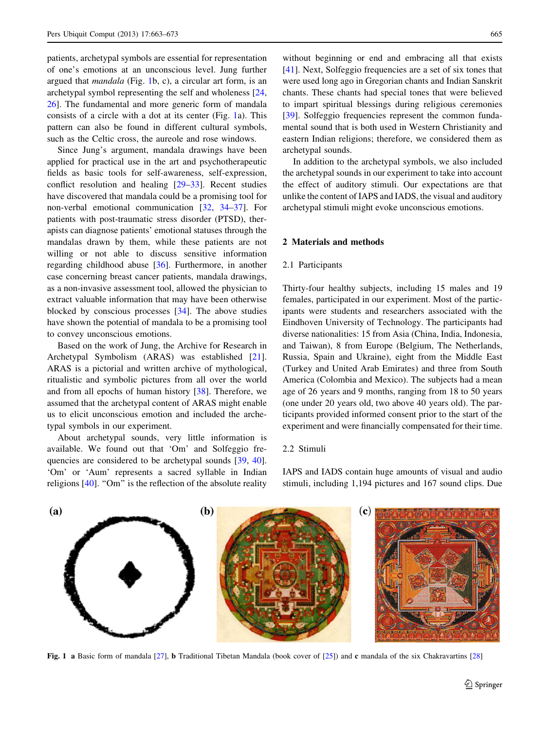patients, archetypal symbols are essential for representation of one's emotions at an unconscious level. Jung further argued that *mandala* (Fig. 1b, c), a circular art form, is an archetypal symbol representing the self and wholeness [24, 26]. The fundamental and more generic form of mandala consists of a circle with a dot at its center (Fig. 1a). This pattern can also be found in different cultural symbols, such as the Celtic cross, the aureole and rose windows.

Since Jung's argument, mandala drawings have been applied for practical use in the art and psychotherapeutic fields as basic tools for self-awareness, self-expression, conflict resolution and healing [29–33]. Recent studies have discovered that mandala could be a promising tool for non-verbal emotional communication [32, 34–37]. For patients with post-traumatic stress disorder (PTSD), therapists can diagnose patients' emotional statuses through the mandalas drawn by them, while these patients are not willing or not able to discuss sensitive information regarding childhood abuse [36]. Furthermore, in another case concerning breast cancer patients, mandala drawings, as a non-invasive assessment tool, allowed the physician to extract valuable information that may have been otherwise blocked by conscious processes [34]. The above studies have shown the potential of mandala to be a promising tool to convey unconscious emotions.

Based on the work of Jung, the Archive for Research in Archetypal Symbolism (ARAS) was established [21]. ARAS is a pictorial and written archive of mythological, ritualistic and symbolic pictures from all over the world and from all epochs of human history [38]. Therefore, we assumed that the archetypal content of ARAS might enable us to elicit unconscious emotion and included the archetypal symbols in our experiment.

About archetypal sounds, very little information is available. We found out that 'Om' and Solfeggio frequencies are considered to be archetypal sounds [39, 40]. 'Om' or 'Aum' represents a sacred syllable in Indian religions [40]. "Om" is the reflection of the absolute reality without beginning or end and embracing all that exists [41]. Next, Solfeggio frequencies are a set of six tones that were used long ago in Gregorian chants and Indian Sanskrit chants. These chants had special tones that were believed to impart spiritual blessings during religious ceremonies [39]. Solfeggio frequencies represent the common fundamental sound that is both used in Western Christianity and eastern Indian religions; therefore, we considered them as archetypal sounds.

In addition to the archetypal symbols, we also included the archetypal sounds in our experiment to take into account the effect of auditory stimuli. Our expectations are that unlike the content of IAPS and IADS, the visual and auditory archetypal stimuli might evoke unconscious emotions.

## 2 Materials and methods

### 2.1 Participants

Thirty-four healthy subjects, including 15 males and 19 females, participated in our experiment. Most of the participants were students and researchers associated with the Eindhoven University of Technology. The participants had diverse nationalities: 15 from Asia (China, India, Indonesia, and Taiwan), 8 from Europe (Belgium, The Netherlands, Russia, Spain and Ukraine), eight from the Middle East (Turkey and United Arab Emirates) and three from South America (Colombia and Mexico). The subjects had a mean age of 26 years and 9 months, ranging from 18 to 50 years (one under 20 years old, two above 40 years old). The participants provided informed consent prior to the start of the experiment and were financially compensated for their time.

### 2.2 Stimuli

IAPS and IADS contain huge amounts of visual and audio stimuli, including 1,194 pictures and 167 sound clips. Due

**Fig. 1** **a** Basic form of mandala [27], **b** Traditional Tibetan Mandala (book cover of [25]) and **c** mandala of the six Chakravartins [28]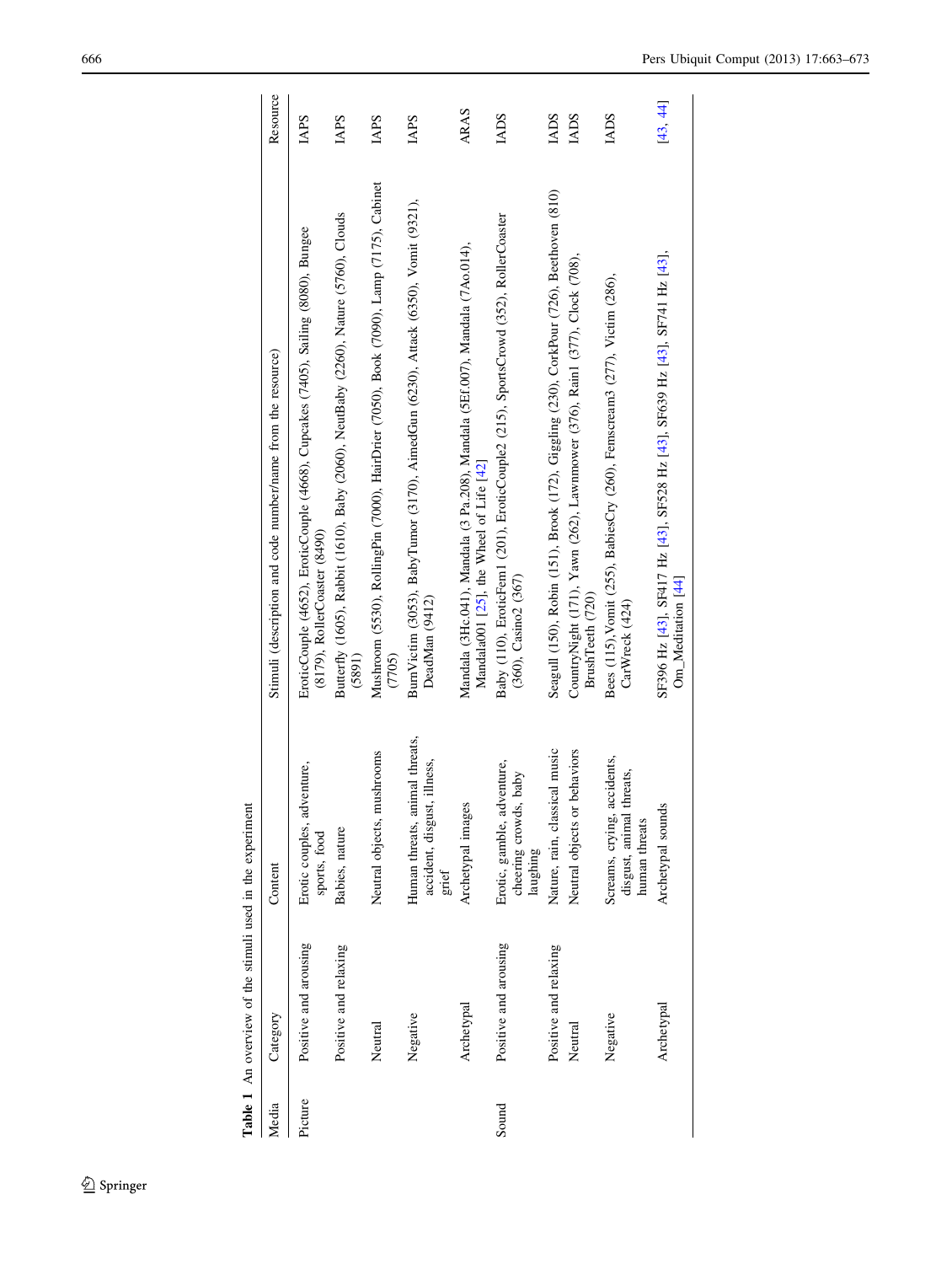**Table 1** An overview of the stimuli used in the experiment

| Media | Category | Content | Stimuli (description and code number/name from the resource) | Resource |
|---|---|---|---|---|
| Picture | Positive and arousing | Erotic couples, adventure, sports, food | EroticCouple (4652), EroticCouple (4668), Cupcakes (7405), Sailing (8080), Bungee (8179), RollerCoaster (8490) | IAPS |
| | Positive and relaxing | Babies, nature | Butterfly (1605), Rabbit (1610), Baby (2060), NeutBaby (2260), Nature (5760), Clouds (5891) | IAPS |
| | Neutral | Neutral objects, mushrooms | Mushroom (5530), RollingPin (7000), HairDrier (7050), Book (7090), Lamp (7175), Cabinet (7705) | IAPS |
| | Negative | Human threats, animal threats, accident, disgust, illness, grief | BurnVictim (3053), BabyTumor (3170), AimedGun (6230), Attack (6350), Vomit (9321), DeadMan (9412) | IAPS |
| | Archetypal | Archetypal images | Mandala (3Hc.041), Mandala (3 Pa.208), Mandala (5Ef.007), Mandala (7Ao.014), Mandala001 [25], the Wheel of Life [42] | ARAS |
| Sound | Positive and arousing | Erotic, gamble, adventure, cheering crowds, baby laughing | Baby (110), EroticFem1 (201), EroticCouple2 (215), SportsCrowd (352), RollerCoaster (360), Casino2 (367) | IADS |
| | Positive and relaxing | Nature, rain, classical music | Seagull (150), Robin (151), Brook (172), Giggling (230), CorkPour (726), Beethoven (810) | IADS |
| | Neutral | Neutral objects or behaviors | CountryNight (171), Yawn (262), Lawnmower (376), Rain1 (377), Clock (708), BrushTeeth (720) | IADS |
| | Negative | Screams, crying, accidents, disgust, animal threats, human threats | Bees (115),Vomit (255), BabiesCry (260), Femscream3 (277), Victim (286), CarWreck (424) | IADS |
| | Archetypal | Archetypal sounds | SF396 Hz [43], SF417 Hz [43], SF528 Hz [43], SF639 Hz [43], SF741 Hz [43], Om_Meditation [44] | [43, 44] |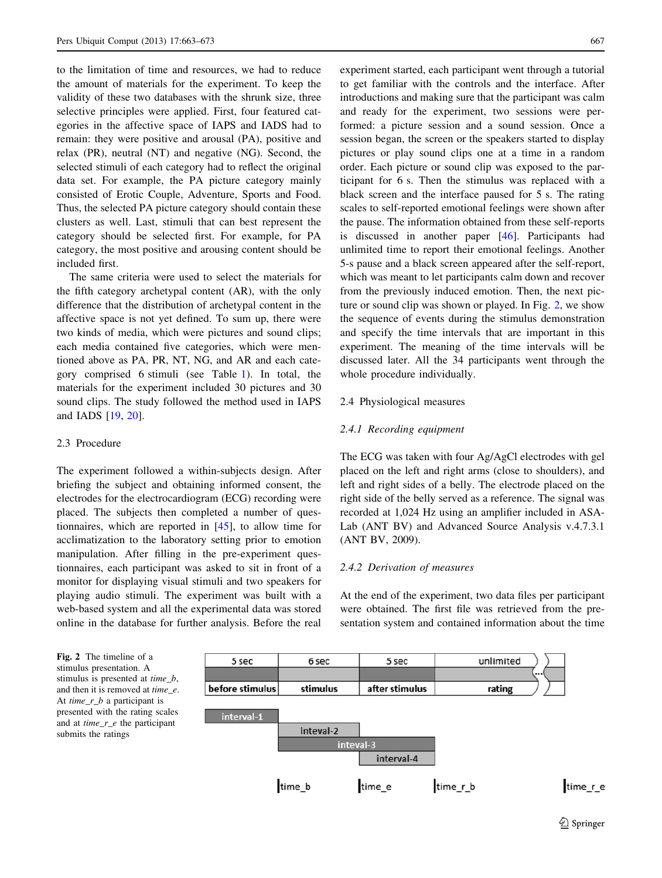to the limitation of time and resources, we had to reduce the amount of materials for the experiment. To keep the validity of these two databases with the shrunk size, three selective principles were applied. First, four featured categories in the affective space of IAPS and IADS had to remain: they were positive and arousal (PA), positive and relax (PR), neutral (NT) and negative (NG). Second, the selected stimuli of each category had to reflect the original data set. For example, the PA picture category mainly consisted of Erotic Couple, Adventure, Sports and Food. Thus, the selected PA picture category should contain these clusters as well. Last, stimuli that can best represent the category should be selected first. For example, for PA category, the most positive and arousing content should be included first.

The same criteria were used to select the materials for the fifth category archetypal content (AR), with the only difference that the distribution of archetypal content in the affective space is not yet defined. To sum up, there were two kinds of media, which were pictures and sound clips; each media contained five categories, which were mentioned above as PA, PR, NT, NG, and AR and each category comprised 6 stimuli (see Table 1). In total, the materials for the experiment included 30 pictures and 30 sound clips. The study followed the method used in IAPS and IADS [19, 20].

### 2.3 Procedure

The experiment followed a within-subjects design. After briefing the subject and obtaining informed consent, the electrodes for the electrocardiogram (ECG) recording were placed. The subjects then completed a number of questionnaires, which are reported in [45], to allow time for acclimatization to the laboratory setting prior to emotion manipulation. After filling in the pre-experiment questionnaires, each participant was asked to sit in front of a monitor for displaying visual stimuli and two speakers for playing audio stimuli. The experiment was built with a web-based system and all the experimental data was stored online in the database for further analysis. Before the real experiment started, each participant went through a tutorial to get familiar with the controls and the interface. After introductions and making sure that the participant was calm and ready for the experiment, two sessions were performed: a picture session and a sound session. Once a session began, the screen or the speakers started to display pictures or play sound clips one at a time in a random order. Each picture or sound clip was exposed to the participant for 6 s. Then the stimulus was replaced with a black screen and the interface paused for 5 s. The rating scales to self-reported emotional feelings were shown after the pause. The information obtained from these self-reports is discussed in another paper [46]. Participants had unlimited time to report their emotional feelings. Another 5-s pause and a black screen appeared after the self-report, which was meant to let participants calm down and recover from the previously induced emotion. Then, the next picture or sound clip was shown or played. In Fig. 2, we show the sequence of events during the stimulus demonstration and specify the time intervals that are important in this experiment. The meaning of the time intervals will be discussed later. All the 34 participants went through the whole procedure individually.

### 2.4 Physiological measures

#### 2.4.1 Recording equipment

The ECG was taken with four Ag/AgCl electrodes with gel placed on the left and right arms (close to shoulders), and left and right sides of a belly. The electrode placed on the right side of the belly served as a reference. The signal was recorded at 1,024 Hz using an amplifier included in ASA-Lab (ANT BV) and Advanced Source Analysis v.4.7.3.1 (ANT BV, 2009).

#### 2.4.2 Derivation of measures

At the end of the experiment, two data files per participant were obtained. The first file was retrieved from the presentation system and contained information about the time

5 sec
6 sec
5 sec
unlimited
before stimulus
stimulus
after stimulus
rating
interval-1
inteval-2
inteval-3
interval-4
time_b
time_e
time_r_b
time_r_e

**Fig. 2** The timeline of a stimulus presentation. A stimulus is presented at *time_b*, and then it is removed at *time_e*. At *time_r_b* a participant is presented with the rating scales and at *time_r_e* the participant submits the ratings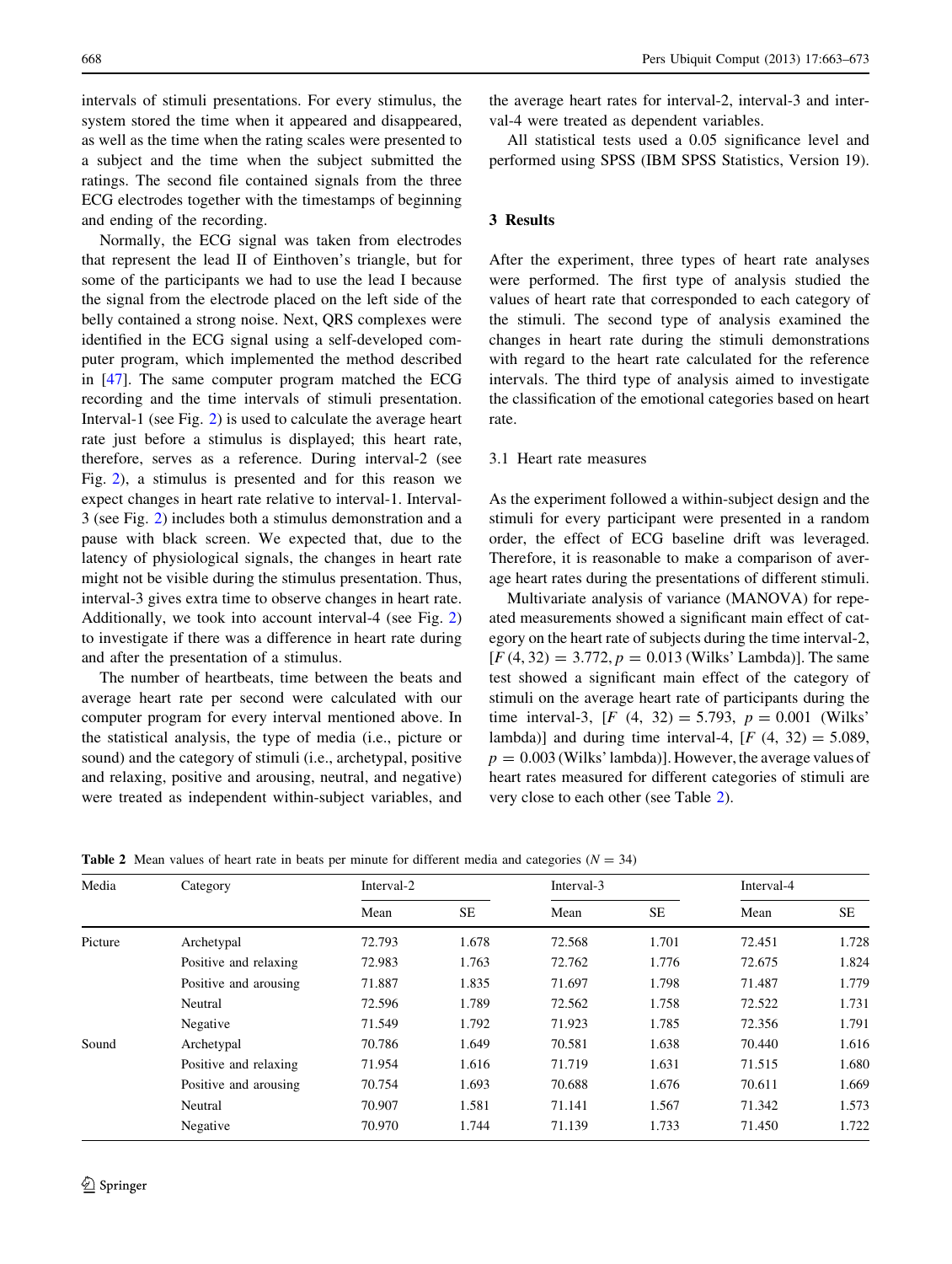intervals of stimuli presentations. For every stimulus, the system stored the time when it appeared and disappeared, as well as the time when the rating scales were presented to a subject and the time when the subject submitted the ratings. The second file contained signals from the three ECG electrodes together with the timestamps of beginning and ending of the recording.

Normally, the ECG signal was taken from electrodes that represent the lead II of Einthoven's triangle, but for some of the participants we had to use the lead I because the signal from the electrode placed on the left side of the belly contained a strong noise. Next, QRS complexes were identified in the ECG signal using a self-developed computer program, which implemented the method described in [47]. The same computer program matched the ECG recording and the time intervals of stimuli presentation. Interval-1 (see Fig. 2) is used to calculate the average heart rate just before a stimulus is displayed; this heart rate, therefore, serves as a reference. During interval-2 (see Fig. 2), a stimulus is presented and for this reason we expect changes in heart rate relative to interval-1. Interval-3 (see Fig. 2) includes both a stimulus demonstration and a pause with black screen. We expected that, due to the latency of physiological signals, the changes in heart rate might not be visible during the stimulus presentation. Thus, interval-3 gives extra time to observe changes in heart rate. Additionally, we took into account interval-4 (see Fig. 2) to investigate if there was a difference in heart rate during and after the presentation of a stimulus.

The number of heartbeats, time between the beats and average heart rate per second were calculated with our computer program for every interval mentioned above. In the statistical analysis, the type of media (i.e., picture or sound) and the category of stimuli (i.e., archetypal, positive and relaxing, positive and arousing, neutral, and negative) were treated as independent within-subject variables, and the average heart rates for interval-2, interval-3 and interval-4 were treated as dependent variables.

All statistical tests used a 0.05 significance level and performed using SPSS (IBM SPSS Statistics, Version 19).

## 3 Results

After the experiment, three types of heart rate analyses were performed. The first type of analysis studied the values of heart rate that corresponded to each category of the stimuli. The second type of analysis examined the changes in heart rate during the stimuli demonstrations with regard to the heart rate calculated for the reference intervals. The third type of analysis aimed to investigate the classification of the emotional categories based on heart rate.

### 3.1 Heart rate measures

As the experiment followed a within-subject design and the stimuli for every participant were presented in a random order, the effect of ECG baseline drift was leveraged. Therefore, it is reasonable to make a comparison of average heart rates during the presentations of different stimuli.

Multivariate analysis of variance (MANOVA) for repeated measurements showed a significant main effect of category on the heart rate of subjects during the time interval-2, [$F(4, 32) = 3.772, p = 0.013$ (Wilks' Lambda)]. The same test showed a significant main effect of the category of stimuli on the average heart rate of participants during the time interval-3, [$F$ (4, 32) = 5.793, $p = 0.001$ (Wilks' lambda)] and during time interval-4, [$F$ (4, 32) = 5.089, $p = 0.003$ (Wilks' lambda)]. However, the average values of heart rates measured for different categories of stimuli are very close to each other (see Table 2).

**Table 2** Mean values of heart rate in beats per minute for different media and categories ($N = 34$)

| Media | Category | Interval-2 | | Interval-3 | | Interval-4 | |
|---|---|---|---|---|---|---|---|
| | | Mean | SE | Mean | SE | Mean | SE |
| Picture | Archetypal | 72.793 | 1.678 | 72.568 | 1.701 | 72.451 | 1.728 |
| | Positive and relaxing | 72.983 | 1.763 | 72.762 | 1.776 | 72.675 | 1.824 |
| | Positive and arousing | 71.887 | 1.835 | 71.697 | 1.798 | 71.487 | 1.779 |
| | Neutral | 72.596 | 1.789 | 72.562 | 1.758 | 72.522 | 1.731 |
| | Negative | 71.549 | 1.792 | 71.923 | 1.785 | 72.356 | 1.791 |
| Sound | Archetypal | 70.786 | 1.649 | 70.581 | 1.638 | 70.440 | 1.616 |
| | Positive and relaxing | 71.954 | 1.616 | 71.719 | 1.631 | 71.515 | 1.680 |
| | Positive and arousing | 70.754 | 1.693 | 70.688 | 1.676 | 70.611 | 1.669 |
| | Neutral | 70.907 | 1.581 | 71.141 | 1.567 | 71.342 | 1.573 |
| | Negative | 70.970 | 1.744 | 71.139 | 1.733 | 71.450 | 1.722 |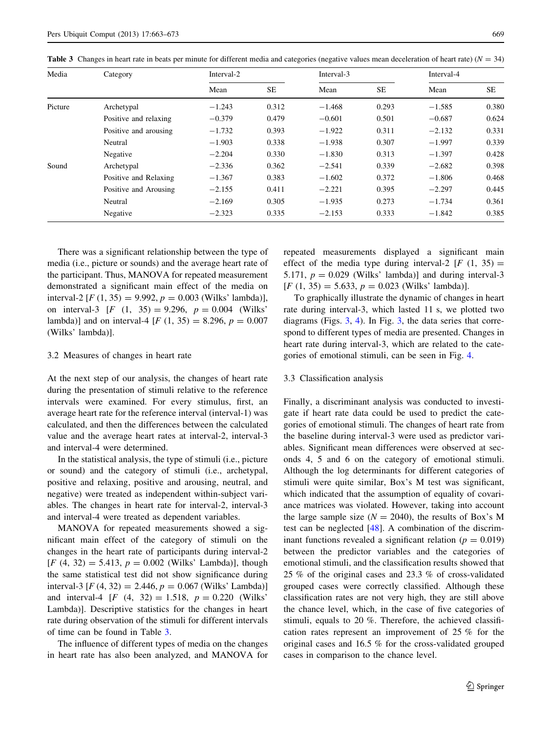**Table 3** Changes in heart rate in beats per minute for different media and categories (negative values mean deceleration of heart rate) ($N = 34$)

| Media | Category | Interval-2 | | Interval-3 | | Interval-4 | |
|---|---|---|---|---|---|---|---|
| | | Mean | SE | Mean | SE | Mean | SE |
| Picture | Archetypal | −1.243 | 0.312 | −1.468 | 0.293 | −1.585 | 0.380 |
| | Positive and relaxing | −0.379 | 0.479 | −0.601 | 0.501 | −0.687 | 0.624 |
| | Positive and arousing | −1.732 | 0.393 | −1.922 | 0.311 | −2.132 | 0.331 |
| | Neutral | −1.903 | 0.338 | −1.938 | 0.307 | −1.997 | 0.339 |
| | Negative | −2.204 | 0.330 | −1.830 | 0.313 | −1.397 | 0.428 |
| Sound | Archetypal | −2.336 | 0.362 | −2.541 | 0.339 | −2.682 | 0.398 |
| | Positive and Relaxing | −1.367 | 0.383 | −1.602 | 0.372 | −1.806 | 0.468 |
| | Positive and Arousing | −2.155 | 0.411 | −2.221 | 0.395 | −2.297 | 0.445 |
| | Neutral | −2.169 | 0.305 | −1.935 | 0.273 | −1.734 | 0.361 |
| | Negative | −2.323 | 0.335 | −2.153 | 0.333 | −1.842 | 0.385 |

There was a significant relationship between the type of media (i.e., picture or sounds) and the average heart rate of the participant. Thus, MANOVA for repeated measurement demonstrated a significant main effect of the media on interval-2 [$F\,(1, 35) = 9.992$, $p = 0.003$ (Wilks' lambda)], on interval-3 [$F\,(1, 35) = 9.296$, $p = 0.004$ (Wilks' lambda)] and on interval-4 [$F\,(1, 35) = 8.296$, $p = 0.007$ (Wilks' lambda)].

### 3.2 Measures of changes in heart rate

At the next step of our analysis, the changes of heart rate during the presentation of stimuli relative to the reference intervals were examined. For every stimulus, first, an average heart rate for the reference interval (interval-1) was calculated, and then the differences between the calculated value and the average heart rates at interval-2, interval-3 and interval-4 were determined.

In the statistical analysis, the type of stimuli (i.e., picture or sound) and the category of stimuli (i.e., archetypal, positive and relaxing, positive and arousing, neutral, and negative) were treated as independent within-subject variables. The changes in heart rate for interval-2, interval-3 and interval-4 were treated as dependent variables.

MANOVA for repeated measurements showed a significant main effect of the category of stimuli on the changes in the heart rate of participants during interval-2 [$F\,(4, 32) = 5.413$, $p = 0.002$ (Wilks' Lambda)], though the same statistical test did not show significance during interval-3 [$F\,(4, 32) = 2.446$, $p = 0.067$ (Wilks' Lambda)] and interval-4 [$F\,(4, 32) = 1.518$, $p = 0.220$ (Wilks' Lambda)]. Descriptive statistics for the changes in heart rate during observation of the stimuli for different intervals of time can be found in Table 3.

The influence of different types of media on the changes in heart rate has also been analyzed, and MANOVA for repeated measurements displayed a significant main effect of the media type during interval-2 [$F\,(1, 35) = 5.171$, $p = 0.029$ (Wilks' lambda)] and during interval-3 [$F\,(1, 35) = 5.633$, $p = 0.023$ (Wilks' lambda)].

To graphically illustrate the dynamic of changes in heart rate during interval-3, which lasted 11 s, we plotted two diagrams (Figs. 3, 4). In Fig. 3, the data series that correspond to different types of media are presented. Changes in heart rate during interval-3, which are related to the categories of emotional stimuli, can be seen in Fig. 4.

### 3.3 Classification analysis

Finally, a discriminant analysis was conducted to investigate if heart rate data could be used to predict the categories of emotional stimuli. The changes of heart rate from the baseline during interval-3 were used as predictor variables. Significant mean differences were observed at seconds 4, 5 and 6 on the category of emotional stimuli. Although the log determinants for different categories of stimuli were quite similar, Box's M test was significant, which indicated that the assumption of equality of covariance matrices was violated. However, taking into account the large sample size ($N = 2040$), the results of Box's M test can be neglected [48]. A combination of the discriminant functions revealed a significant relation ($p = 0.019$) between the predictor variables and the categories of emotional stimuli, and the classification results showed that 25 % of the original cases and 23.3 % of cross-validated grouped cases were correctly classified. Although these classification rates are not very high, they are still above the chance level, which, in the case of five categories of stimuli, equals to 20 %. Therefore, the achieved classification rates represent an improvement of 25 % for the original cases and 16.5 % for the cross-validated grouped cases in comparison to the chance level.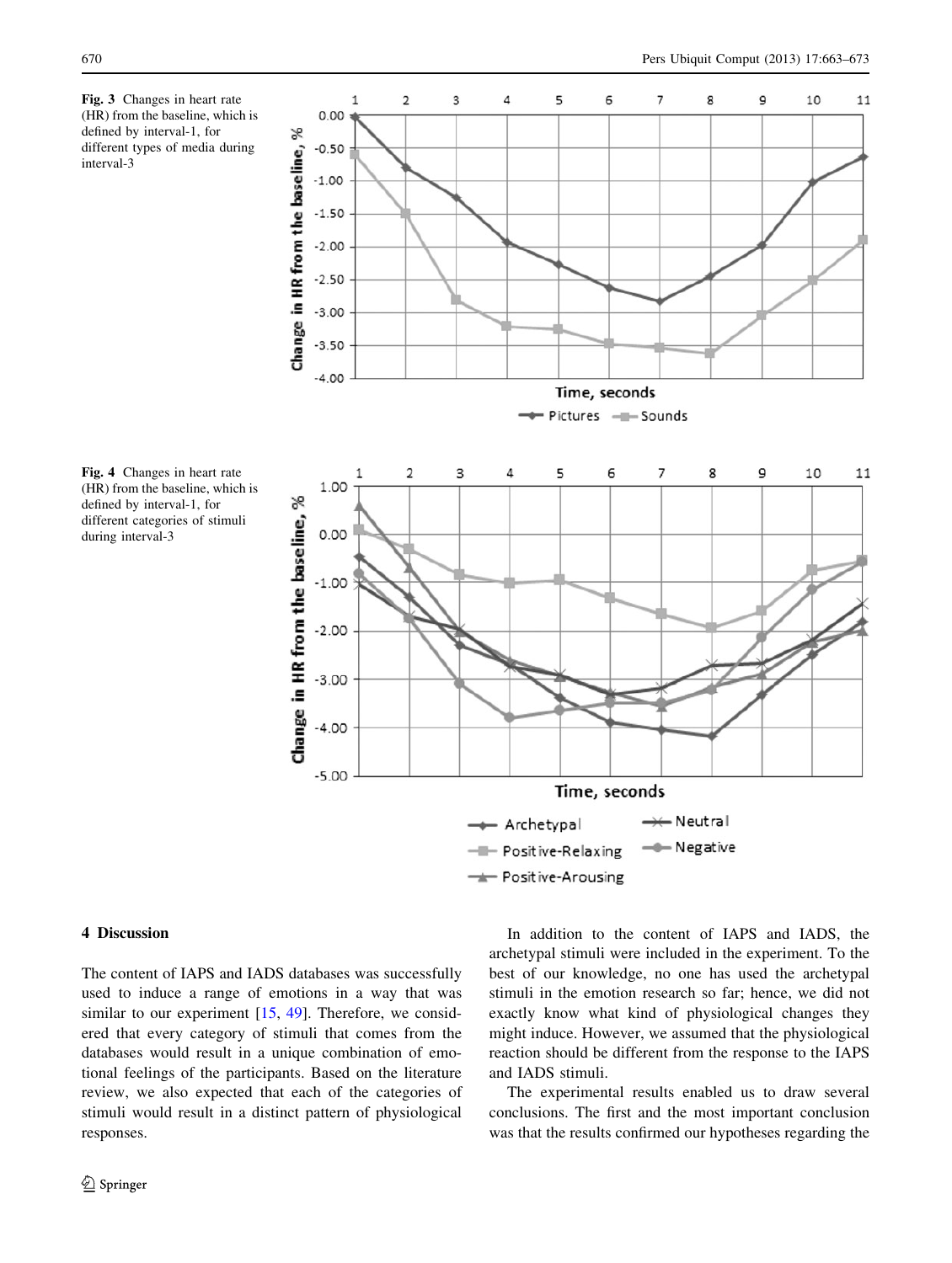**Fig. 3** Changes in heart rate (HR) from the baseline, which is defined by interval-1, for different types of media during interval-3

**Fig. 4** Changes in heart rate (HR) from the baseline, which is defined by interval-1, for different categories of stimuli during interval-3

## 4 Discussion

The content of IAPS and IADS databases was successfully used to induce a range of emotions in a way that was similar to our experiment [15, 49]. Therefore, we considered that every category of stimuli that comes from the databases would result in a unique combination of emotional feelings of the participants. Based on the literature review, we also expected that each of the categories of stimuli would result in a distinct pattern of physiological responses.

In addition to the content of IAPS and IADS, the archetypal stimuli were included in the experiment. To the best of our knowledge, no one has used the archetypal stimuli in the emotion research so far; hence, we did not exactly know what kind of physiological changes they might induce. However, we assumed that the physiological reaction should be different from the response to the IAPS and IADS stimuli.

The experimental results enabled us to draw several conclusions. The first and the most important conclusion was that the results confirmed our hypotheses regarding the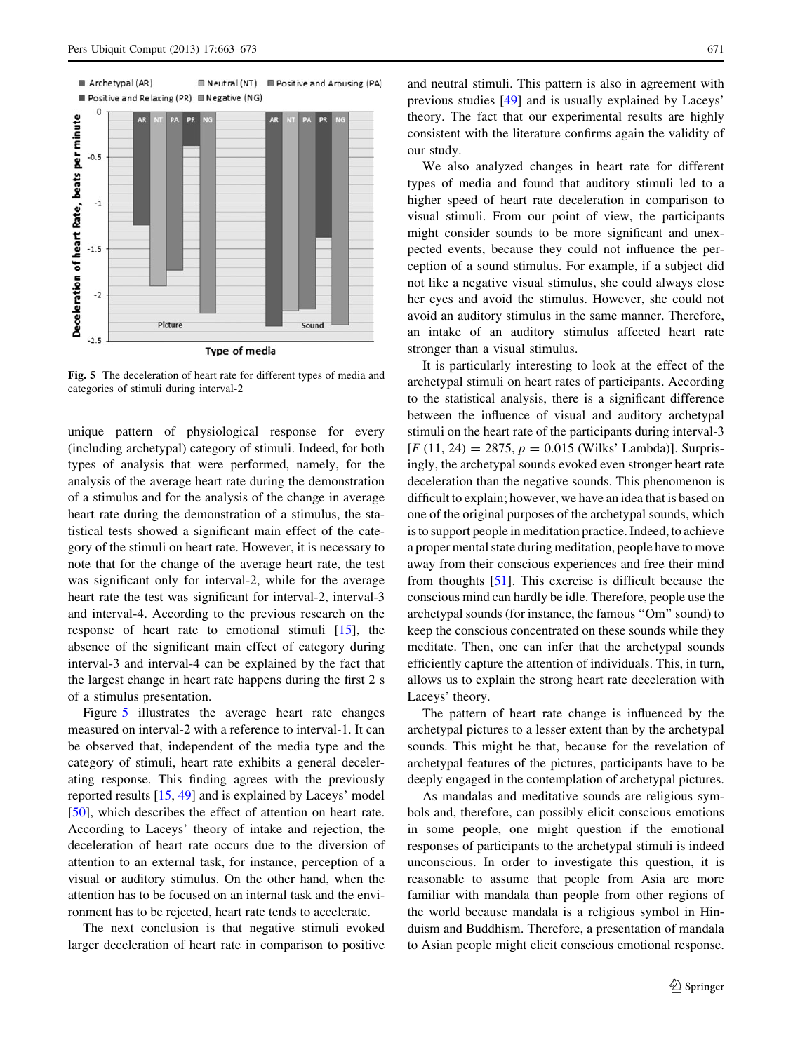Archetypal (AR)
Neutral (NT)
Positive and Arousing (PA)
Positive and Relaxing (PR)
Negative (NG)

Deceleration of heart Rate, beats per minute

0
-0.5
-1
-1.5
-2
-2.5

AR NT PA PR NG
AR NT PA PR NG

Picture
Sound

Type of media

**Fig. 5** The deceleration of heart rate for different types of media and categories of stimuli during interval-2

unique pattern of physiological response for every (including archetypal) category of stimuli. Indeed, for both types of analysis that were performed, namely, for the analysis of the average heart rate during the demonstration of a stimulus and for the analysis of the change in average heart rate during the demonstration of a stimulus, the statistical tests showed a significant main effect of the category of the stimuli on heart rate. However, it is necessary to note that for the change of the average heart rate, the test was significant only for interval-2, while for the average heart rate the test was significant for interval-2, interval-3 and interval-4. According to the previous research on the response of heart rate to emotional stimuli [15], the absence of the significant main effect of category during interval-3 and interval-4 can be explained by the fact that the largest change in heart rate happens during the first 2 s of a stimulus presentation.

Figure 5 illustrates the average heart rate changes measured on interval-2 with a reference to interval-1. It can be observed that, independent of the media type and the category of stimuli, heart rate exhibits a general decelerating response. This finding agrees with the previously reported results [15, 49] and is explained by Laceys' model [50], which describes the effect of attention on heart rate. According to Laceys' theory of intake and rejection, the deceleration of heart rate occurs due to the diversion of attention to an external task, for instance, perception of a visual or auditory stimulus. On the other hand, when the attention has to be focused on an internal task and the environment has to be rejected, heart rate tends to accelerate.

The next conclusion is that negative stimuli evoked larger deceleration of heart rate in comparison to positive and neutral stimuli. This pattern is also in agreement with previous studies [49] and is usually explained by Laceys' theory. The fact that our experimental results are highly consistent with the literature confirms again the validity of our study.

We also analyzed changes in heart rate for different types of media and found that auditory stimuli led to a higher speed of heart rate deceleration in comparison to visual stimuli. From our point of view, the participants might consider sounds to be more significant and unexpected events, because they could not influence the perception of a sound stimulus. For example, if a subject did not like a negative visual stimulus, she could always close her eyes and avoid the stimulus. However, she could not avoid an auditory stimulus in the same manner. Therefore, an intake of an auditory stimulus affected heart rate stronger than a visual stimulus.

It is particularly interesting to look at the effect of the archetypal stimuli on heart rates of participants. According to the statistical analysis, there is a significant difference between the influence of visual and auditory archetypal stimuli on the heart rate of the participants during interval-3 [$F\,(11, 24) = 2875$, $p = 0.015$ (Wilks' Lambda)]. Surprisingly, the archetypal sounds evoked even stronger heart rate deceleration than the negative sounds. This phenomenon is difficult to explain; however, we have an idea that is based on one of the original purposes of the archetypal sounds, which is to support people in meditation practice. Indeed, to achieve a proper mental state during meditation, people have to move away from their conscious experiences and free their mind from thoughts [51]. This exercise is difficult because the conscious mind can hardly be idle. Therefore, people use the archetypal sounds (for instance, the famous "Om" sound) to keep the conscious concentrated on these sounds while they meditate. Then, one can infer that the archetypal sounds efficiently capture the attention of individuals. This, in turn, allows us to explain the strong heart rate deceleration with Laceys' theory.

The pattern of heart rate change is influenced by the archetypal pictures to a lesser extent than by the archetypal sounds. This might be that, because for the revelation of archetypal features of the pictures, participants have to be deeply engaged in the contemplation of archetypal pictures.

As mandalas and meditative sounds are religious symbols and, therefore, can possibly elicit conscious emotions in some people, one might question if the emotional responses of participants to the archetypal stimuli is indeed unconscious. In order to investigate this question, it is reasonable to assume that people from Asia are more familiar with mandala than people from other regions of the world because mandala is a religious symbol in Hinduism and Buddhism. Therefore, a presentation of mandala to Asian people might elicit conscious emotional response.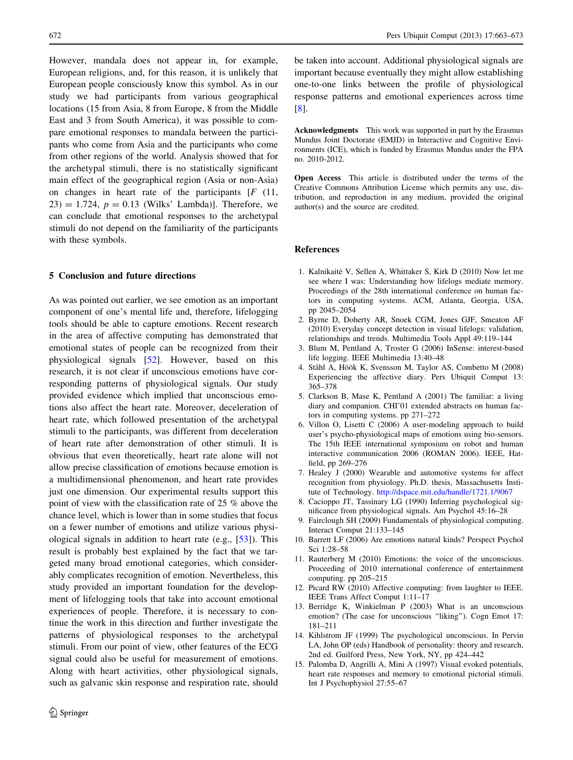However, mandala does not appear in, for example, European religions, and, for this reason, it is unlikely that European people consciously know this symbol. As in our study we had participants from various geographical locations (15 from Asia, 8 from Europe, 8 from the Middle East and 3 from South America), it was possible to compare emotional responses to mandala between the participants who come from Asia and the participants who come from other regions of the world. Analysis showed that for the archetypal stimuli, there is no statistically significant main effect of the geographical region (Asia or non-Asia) on changes in heart rate of the participants [$F$ (11, 23) = 1.724, $p = 0.13$ (Wilks' Lambda)]. Therefore, we can conclude that emotional responses to the archetypal stimuli do not depend on the familiarity of the participants with these symbols.

## 5 Conclusion and future directions

As was pointed out earlier, we see emotion as an important component of one's mental life and, therefore, lifelogging tools should be able to capture emotions. Recent research in the area of affective computing has demonstrated that emotional states of people can be recognized from their physiological signals [52]. However, based on this research, it is not clear if unconscious emotions have corresponding patterns of physiological signals. Our study provided evidence which implied that unconscious emotions also affect the heart rate. Moreover, deceleration of heart rate, which followed presentation of the archetypal stimuli to the participants, was different from deceleration of heart rate after demonstration of other stimuli. It is obvious that even theoretically, heart rate alone will not allow precise classification of emotions because emotion is a multidimensional phenomenon, and heart rate provides just one dimension. Our experimental results support this point of view with the classification rate of 25 % above the chance level, which is lower than in some studies that focus on a fewer number of emotions and utilize various physiological signals in addition to heart rate (e.g., [53]). This result is probably best explained by the fact that we targeted many broad emotional categories, which considerably complicates recognition of emotion. Nevertheless, this study provided an important foundation for the development of lifelogging tools that take into account emotional experiences of people. Therefore, it is necessary to continue the work in this direction and further investigate the patterns of physiological responses to the archetypal stimuli. From our point of view, other features of the ECG signal could also be useful for measurement of emotions. Along with heart activities, other physiological signals, such as galvanic skin response and respiration rate, should be taken into account. Additional physiological signals are important because eventually they might allow establishing one-to-one links between the profile of physiological response patterns and emotional experiences across time [8].

**Acknowledgments** This work was supported in part by the Erasmus Mundus Joint Doctorate (EMJD) in Interactive and Cognitive Environments (ICE), which is funded by Erasmus Mundus under the FPA no. 2010-2012.

**Open Access** This article is distributed under the terms of the Creative Commons Attribution License which permits any use, distribution, and reproduction in any medium, provided the original author(s) and the source are credited.

## References

1. Kalnikaitė V, Sellen A, Whittaker S, Kirk D (2010) Now let me see where I was: Understanding how lifelogs mediate memory. Proceedings of the 28th international conference on human factors in computing systems. ACM, Atlanta, Georgia, USA, pp 2045–2054
2. Byrne D, Doherty AR, Snoek CGM, Jones GJF, Smeaton AF (2010) Everyday concept detection in visual lifelogs: validation, relationships and trends. Multimedia Tools Appl 49:119–144
3. Blum M, Pentland A, Troster G (2006) InSense: interest-based life logging. IEEE Multimedia 13:40–48
4. Ståhl A, Höök K, Svensson M, Taylor AS, Combetto M (2008) Experiencing the affective diary. Pers Ubiquit Comput 13: 365–378
5. Clarkson B, Mase K, Pentland A (2001) The familiar: a living diary and companion. CHI'01 extended abstracts on human factors in computing systems. pp 271–272
6. Villon O, Lisetti C (2006) A user-modeling approach to build user's psycho-physiological maps of emotions using bio-sensors. The 15th IEEE international symposium on robot and human interactive communication 2006 (ROMAN 2006). IEEE, Hatfield, pp 269–276
7. Healey J (2000) Wearable and automotive systems for affect recognition from physiology. Ph.D. thesis, Massachusetts Institute of Technology. http://dspace.mit.edu/handle/1721.1/9067
8. Cacioppo JT, Tassinary LG (1990) Inferring psychological significance from physiological signals. Am Psychol 45:16–28
9. Fairclough SH (2009) Fundamentals of physiological computing. Interact Comput 21:133–145
10. Barrett LF (2006) Are emotions natural kinds? Perspect Psychol Sci 1:28–58
11. Rauterberg M (2010) Emotions: the voice of the unconscious. Proceeding of 2010 international conference of entertainment computing. pp 205–215
12. Picard RW (2010) Affective computing: from laughter to IEEE. IEEE Trans Affect Comput 1:11–17
13. Berridge K, Winkielman P (2003) What is an unconscious emotion? (The case for unconscious "liking"). Cogn Emot 17: 181–211
14. Kihlstrom JF (1999) The psychological unconscious. In Pervin LA, John OP (eds) Handbook of personality: theory and research, 2nd ed. Guilford Press, New York, NY, pp 424–442
15. Palomba D, Angrilli A, Mini A (1997) Visual evoked potentials, heart rate responses and memory to emotional pictorial stimuli. Int J Psychophysiol 27:55–67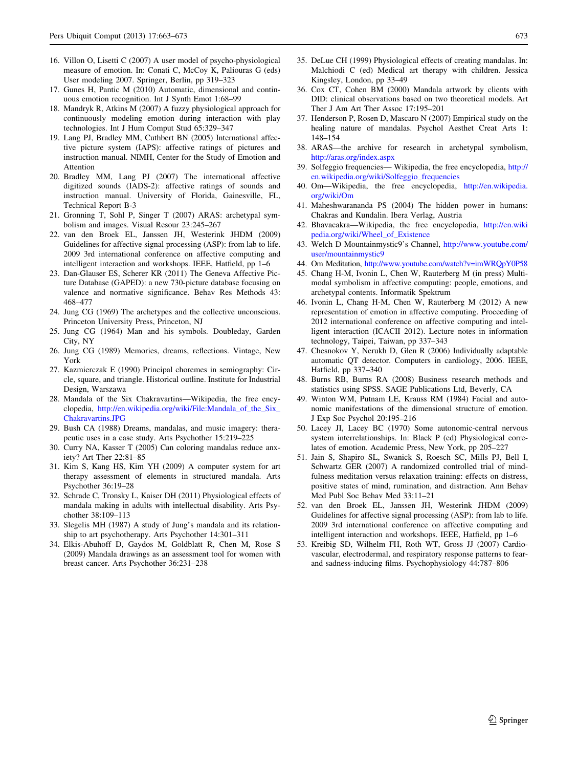16. Villon O, Lisetti C (2007) A user model of psycho-physiological measure of emotion. In: Conati C, McCoy K, Paliouras G (eds) User modeling 2007. Springer, Berlin, pp 319–323
17. Gunes H, Pantic M (2010) Automatic, dimensional and continuous emotion recognition. Int J Synth Emot 1:68–99
18. Mandryk R, Atkins M (2007) A fuzzy physiological approach for continuously modeling emotion during interaction with play technologies. Int J Hum Comput Stud 65:329–347
19. Lang PJ, Bradley MM, Cuthbert BN (2005) International affective picture system (IAPS): affective ratings of pictures and instruction manual. NIMH, Center for the Study of Emotion and Attention
20. Bradley MM, Lang PJ (2007) The international affective digitized sounds (IADS-2): affective ratings of sounds and instruction manual. University of Florida, Gainesville, FL, Technical Report B-3
21. Gronning T, Sohl P, Singer T (2007) ARAS: archetypal symbolism and images. Visual Resour 23:245–267
22. van den Broek EL, Janssen JH, Westerink JHDM (2009) Guidelines for affective signal processing (ASP): from lab to life. 2009 3rd international conference on affective computing and intelligent interaction and workshops. IEEE, Hatfield, pp 1–6
23. Dan-Glauser ES, Scherer KR (2011) The Geneva Affective Picture Database (GAPED): a new 730-picture database focusing on valence and normative significance. Behav Res Methods 43: 468–477
24. Jung CG (1969) The archetypes and the collective unconscious. Princeton University Press, Princeton, NJ
25. Jung CG (1964) Man and his symbols. Doubleday, Garden City, NY
26. Jung CG (1989) Memories, dreams, reflections. Vintage, New York
27. Kazmierczak E (1990) Principal choremes in semiography: Circle, square, and triangle. Historical outline. Institute for Industrial Design, Warszawa
28. Mandala of the Six Chakravartins—Wikipedia, the free encyclopedia, http://en.wikipedia.org/wiki/File:Mandala_of_the_Six_Chakravartins.JPG
29. Bush CA (1988) Dreams, mandalas, and music imagery: therapeutic uses in a case study. Arts Psychother 15:219–225
30. Curry NA, Kasser T (2005) Can coloring mandalas reduce anxiety? Art Ther 22:81–85
31. Kim S, Kang HS, Kim YH (2009) A computer system for art therapy assessment of elements in structured mandala. Arts Psychother 36:19–28
32. Schrade C, Tronsky L, Kaiser DH (2011) Physiological effects of mandala making in adults with intellectual disability. Arts Psychother 38:109–113
33. Slegelis MH (1987) A study of Jung's mandala and its relationship to art psychotherapy. Arts Psychother 14:301–311
34. Elkis-Abuhoff D, Gaydos M, Goldblatt R, Chen M, Rose S (2009) Mandala drawings as an assessment tool for women with breast cancer. Arts Psychother 36:231–238
35. DeLue CH (1999) Physiological effects of creating mandalas. In: Malchiodi C (ed) Medical art therapy with children. Jessica Kingsley, London, pp 33–49
36. Cox CT, Cohen BM (2000) Mandala artwork by clients with DID: clinical observations based on two theoretical models. Art Ther J Am Art Ther Assoc 17:195–201
37. Henderson P, Rosen D, Mascaro N (2007) Empirical study on the healing nature of mandalas. Psychol Aesthet Creat Arts 1: 148–154
38. ARAS—the archive for research in archetypal symbolism, http://aras.org/index.aspx
39. Solfeggio frequencies— Wikipedia, the free encyclopedia, http://en.wikipedia.org/wiki/Solfeggio_frequencies
40. Om—Wikipedia, the free encyclopedia, http://en.wikipedia.org/wiki/Om
41. Maheshwarananda PS (2004) The hidden power in humans: Chakras and Kundalin. Ibera Verlag, Austria
42. Bhavacakra—Wikipedia, the free encyclopedia, http://en.wikipedia.org/wiki/Wheel_of_Existence
43. Welch D Mountainmystic9's Channel, http://www.youtube.com/user/mountainmystic9
44. Om Meditation, http://www.youtube.com/watch?v=imWRQpY0P58
45. Chang H-M, Ivonin L, Chen W, Rauterberg M (in press) Multimodal symbolism in affective computing: people, emotions, and archetypal contents. Informatik Spektrum
46. Ivonin L, Chang H-M, Chen W, Rauterberg M (2012) A new representation of emotion in affective computing. Proceeding of 2012 international conference on affective computing and intelligent interaction (ICACII 2012). Lecture notes in information technology, Taipei, Taiwan, pp 337–343
47. Chesnokov Y, Nerukh D, Glen R (2006) Individually adaptable automatic QT detector. Computers in cardiology, 2006. IEEE, Hatfield, pp 337–340
48. Burns RB, Burns RA (2008) Business research methods and statistics using SPSS. SAGE Publications Ltd, Beverly, CA
49. Winton WM, Putnam LE, Krauss RM (1984) Facial and autonomic manifestations of the dimensional structure of emotion. J Exp Soc Psychol 20:195–216
50. Lacey JI, Lacey BC (1970) Some autonomic-central nervous system interrelationships. In: Black P (ed) Physiological correlates of emotion. Academic Press, New York, pp 205–227
51. Jain S, Shapiro SL, Swanick S, Roesch SC, Mills PJ, Bell I, Schwartz GER (2007) A randomized controlled trial of mindfulness meditation versus relaxation training: effects on distress, positive states of mind, rumination, and distraction. Ann Behav Med Publ Soc Behav Med 33:11–21
52. van den Broek EL, Janssen JH, Westerink JHDM (2009) Guidelines for affective signal processing (ASP): from lab to life. 2009 3rd international conference on affective computing and intelligent interaction and workshops. IEEE, Hatfield, pp 1–6
53. Kreibig SD, Wilhelm FH, Roth WT, Gross JJ (2007) Cardiovascular, electrodermal, and respiratory response patterns to fear- and sadness-inducing films. Psychophysiology 44:787–806